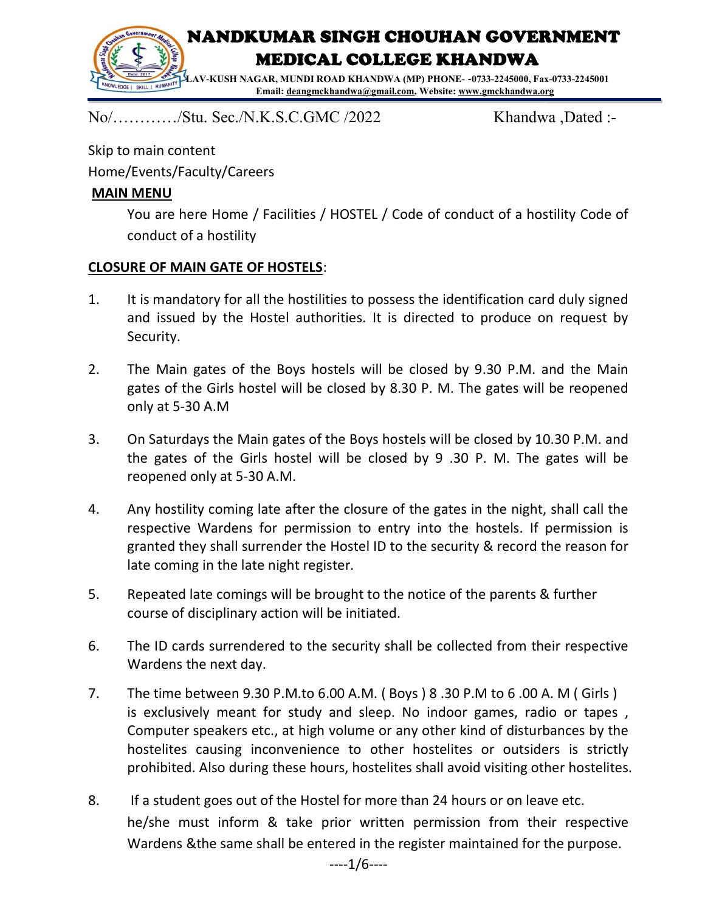# NANDKUMAR SINGH CHOUHAN GOVERNMENT MEDICAL COLLEGE KHANDWA

LAV-KUSH NAGAR, MUNDI ROAD KHANDWA (MP) PHONE- -0733-2245000, Fax-0733-2245001
Email: deangmckhandwa@gmail.com, Website: www.gmckhandwa.org

No/…………/Stu. Sec./N.K.S.C.GMC /2022 Khandwa ,Dated :-

Skip to main content

Home/Events/Faculty/Careers

**MAIN MENU**

You are here Home / Facilities / HOSTEL / Code of conduct of a hostility Code of conduct of a hostility

**CLOSURE OF MAIN GATE OF HOSTELS**:

1. It is mandatory for all the hostilities to possess the identification card duly signed and issued by the Hostel authorities. It is directed to produce on request by Security.

2. The Main gates of the Boys hostels will be closed by 9.30 P.M. and the Main gates of the Girls hostel will be closed by 8.30 P. M. The gates will be reopened only at 5-30 A.M

3. On Saturdays the Main gates of the Boys hostels will be closed by 10.30 P.M. and the gates of the Girls hostel will be closed by 9 .30 P. M. The gates will be reopened only at 5-30 A.M.

4. Any hostility coming late after the closure of the gates in the night, shall call the respective Wardens for permission to entry into the hostels. If permission is granted they shall surrender the Hostel ID to the security & record the reason for late coming in the late night register.

5. Repeated late comings will be brought to the notice of the parents & further course of disciplinary action will be initiated.

6. The ID cards surrendered to the security shall be collected from their respective Wardens the next day.

7. The time between 9.30 P.M.to 6.00 A.M. ( Boys ) 8 .30 P.M to 6 .00 A. M ( Girls ) is exclusively meant for study and sleep. No indoor games, radio or tapes , Computer speakers etc., at high volume or any other kind of disturbances by the hostelites causing inconvenience to other hostelites or outsiders is strictly prohibited. Also during these hours, hostelites shall avoid visiting other hostelites.

8. If a student goes out of the Hostel for more than 24 hours or on leave etc. he/she must inform & take prior written permission from their respective Wardens &the same shall be entered in the register maintained for the purpose.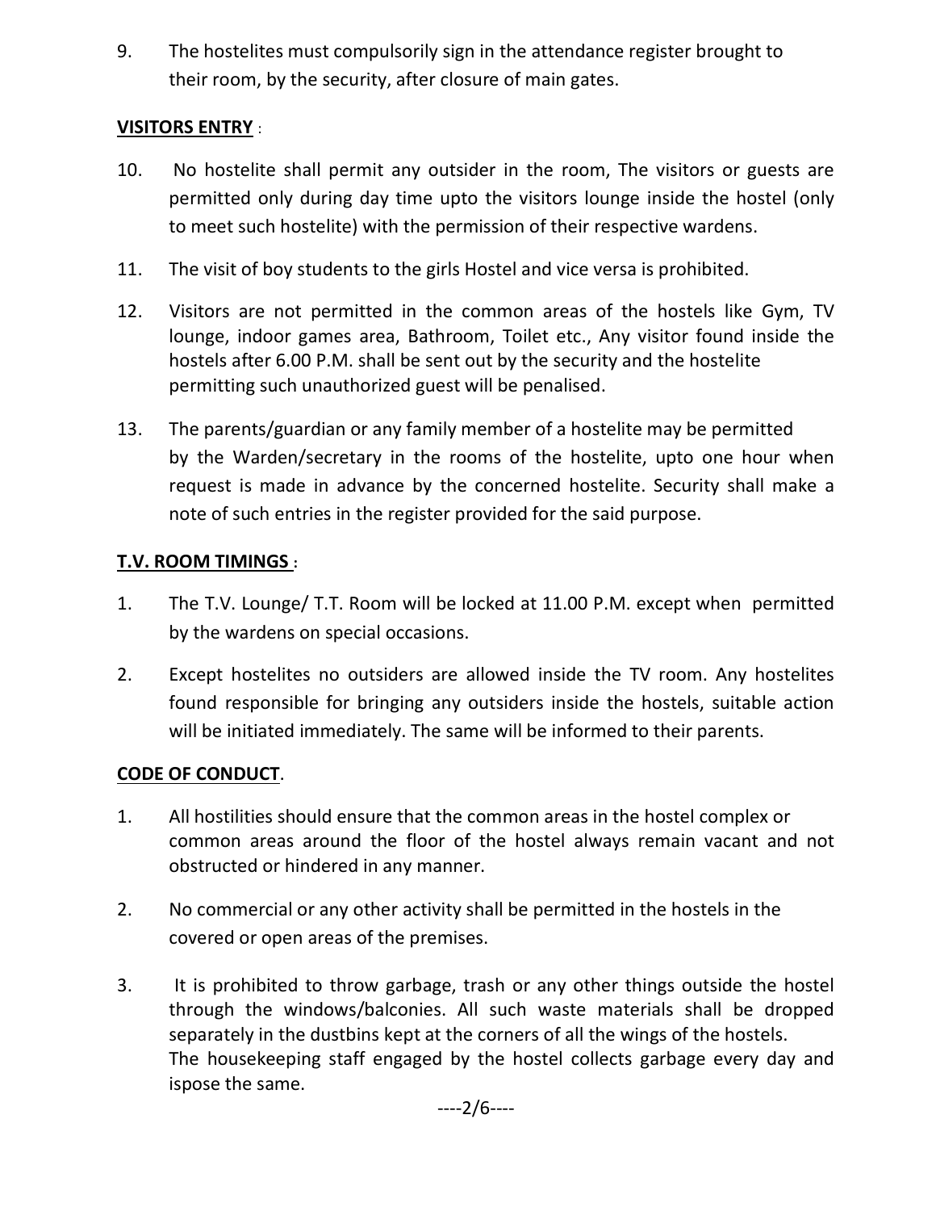9. The hostelites must compulsorily sign in the attendance register brought to their room, by the security, after closure of main gates.

**VISITORS ENTRY** :

10. No hostelite shall permit any outsider in the room, The visitors or guests are permitted only during day time upto the visitors lounge inside the hostel (only to meet such hostelite) with the permission of their respective wardens.

11. The visit of boy students to the girls Hostel and vice versa is prohibited.

12. Visitors are not permitted in the common areas of the hostels like Gym, TV lounge, indoor games area, Bathroom, Toilet etc., Any visitor found inside the hostels after 6.00 P.M. shall be sent out by the security and the hostelite permitting such unauthorized guest will be penalised.

13. The parents/guardian or any family member of a hostelite may be permitted by the Warden/secretary in the rooms of the hostelite, upto one hour when request is made in advance by the concerned hostelite. Security shall make a note of such entries in the register provided for the said purpose.

**T.V. ROOM TIMINGS** :

1. The T.V. Lounge/ T.T. Room will be locked at 11.00 P.M. except when permitted by the wardens on special occasions.

2. Except hostelites no outsiders are allowed inside the TV room. Any hostelites found responsible for bringing any outsiders inside the hostels, suitable action will be initiated immediately. The same will be informed to their parents.

**CODE OF CONDUCT**.

1. All hostilities should ensure that the common areas in the hostel complex or common areas around the floor of the hostel always remain vacant and not obstructed or hindered in any manner.

2. No commercial or any other activity shall be permitted in the hostels in the covered or open areas of the premises.

3. It is prohibited to throw garbage, trash or any other things outside the hostel through the windows/balconies. All such waste materials shall be dropped separately in the dustbins kept at the corners of all the wings of the hostels. The housekeeping staff engaged by the hostel collects garbage every day and ispose the same.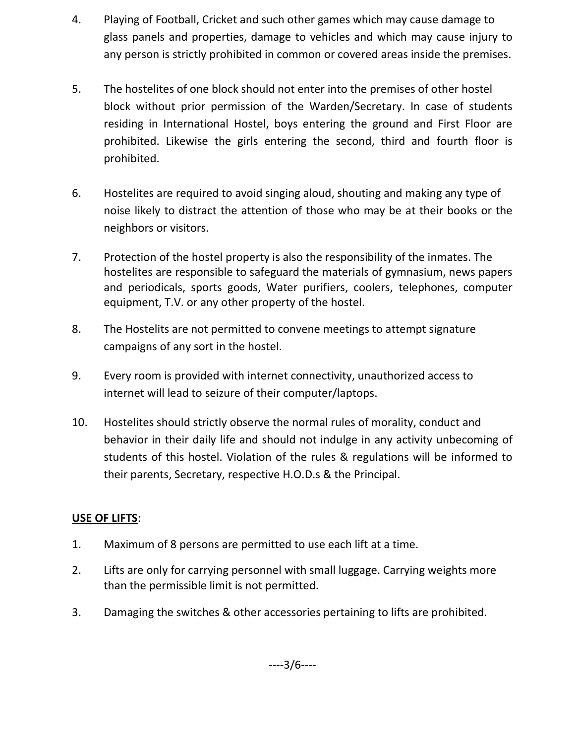4. Playing of Football, Cricket and such other games which may cause damage to glass panels and properties, damage to vehicles and which may cause injury to any person is strictly prohibited in common or covered areas inside the premises.

5. The hostelites of one block should not enter into the premises of other hostel block without prior permission of the Warden/Secretary. In case of students residing in International Hostel, boys entering the ground and First Floor are prohibited. Likewise the girls entering the second, third and fourth floor is prohibited.

6. Hostelites are required to avoid singing aloud, shouting and making any type of noise likely to distract the attention of those who may be at their books or the neighbors or visitors.

7. Protection of the hostel property is also the responsibility of the inmates. The hostelites are responsible to safeguard the materials of gymnasium, news papers and periodicals, sports goods, Water purifiers, coolers, telephones, computer equipment, T.V. or any other property of the hostel.

8. The Hostelits are not permitted to convene meetings to attempt signature campaigns of any sort in the hostel.

9. Every room is provided with internet connectivity, unauthorized access to internet will lead to seizure of their computer/laptops.

10. Hostelites should strictly observe the normal rules of morality, conduct and behavior in their daily life and should not indulge in any activity unbecoming of students of this hostel. Violation of the rules & regulations will be informed to their parents, Secretary, respective H.O.D.s & the Principal.

**USE OF LIFTS**:

1. Maximum of 8 persons are permitted to use each lift at a time.

2. Lifts are only for carrying personnel with small luggage. Carrying weights more than the permissible limit is not permitted.

3. Damaging the switches & other accessories pertaining to lifts are prohibited.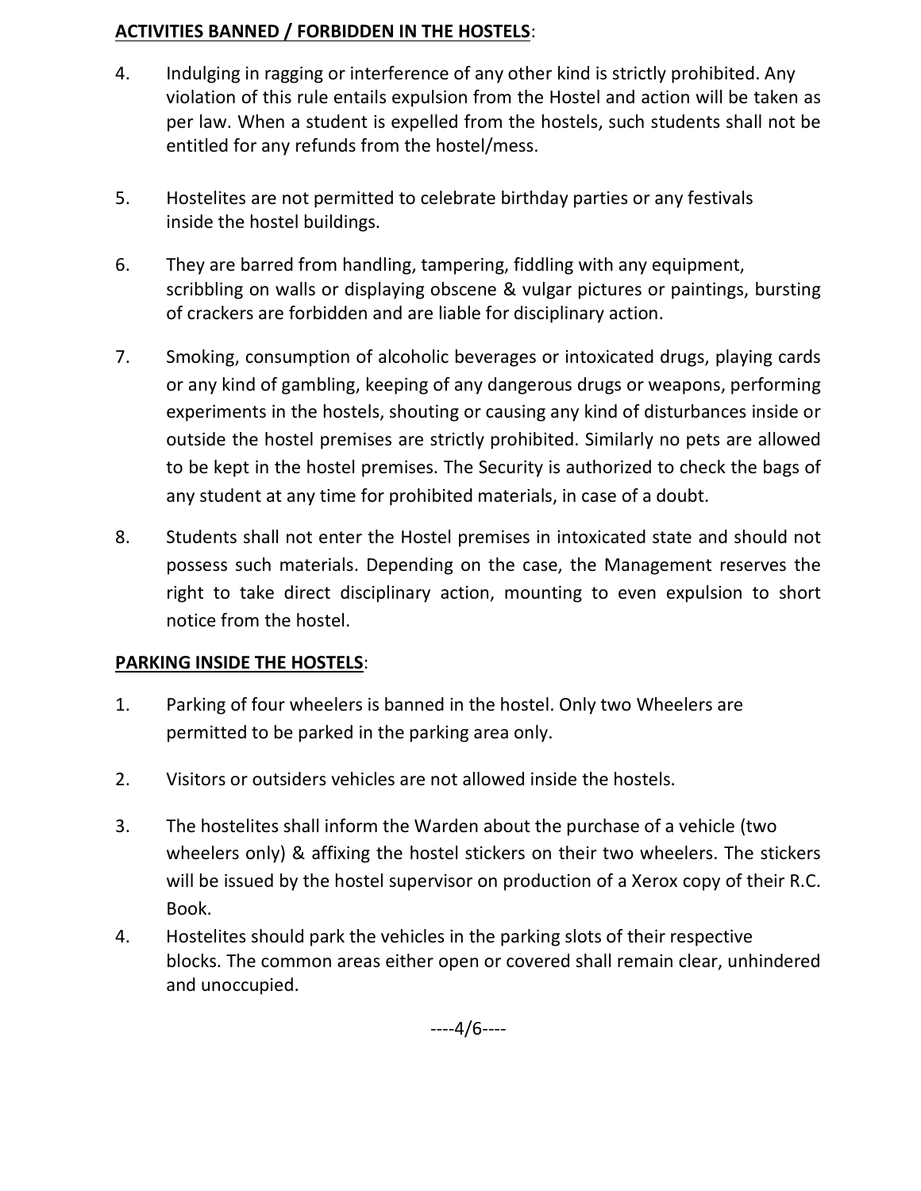**ACTIVITIES BANNED / FORBIDDEN IN THE HOSTELS**:

4. Indulging in ragging or interference of any other kind is strictly prohibited. Any violation of this rule entails expulsion from the Hostel and action will be taken as per law. When a student is expelled from the hostels, such students shall not be entitled for any refunds from the hostel/mess.

5. Hostelites are not permitted to celebrate birthday parties or any festivals inside the hostel buildings.

6. They are barred from handling, tampering, fiddling with any equipment, scribbling on walls or displaying obscene & vulgar pictures or paintings, bursting of crackers are forbidden and are liable for disciplinary action.

7. Smoking, consumption of alcoholic beverages or intoxicated drugs, playing cards or any kind of gambling, keeping of any dangerous drugs or weapons, performing experiments in the hostels, shouting or causing any kind of disturbances inside or outside the hostel premises are strictly prohibited. Similarly no pets are allowed to be kept in the hostel premises. The Security is authorized to check the bags of any student at any time for prohibited materials, in case of a doubt.

8. Students shall not enter the Hostel premises in intoxicated state and should not possess such materials. Depending on the case, the Management reserves the right to take direct disciplinary action, mounting to even expulsion to short notice from the hostel.

**PARKING INSIDE THE HOSTELS**:

1. Parking of four wheelers is banned in the hostel. Only two Wheelers are permitted to be parked in the parking area only.

2. Visitors or outsiders vehicles are not allowed inside the hostels.

3. The hostelites shall inform the Warden about the purchase of a vehicle (two wheelers only) & affixing the hostel stickers on their two wheelers. The stickers will be issued by the hostel supervisor on production of a Xerox copy of their R.C. Book.

4. Hostelites should park the vehicles in the parking slots of their respective blocks. The common areas either open or covered shall remain clear, unhindered and unoccupied.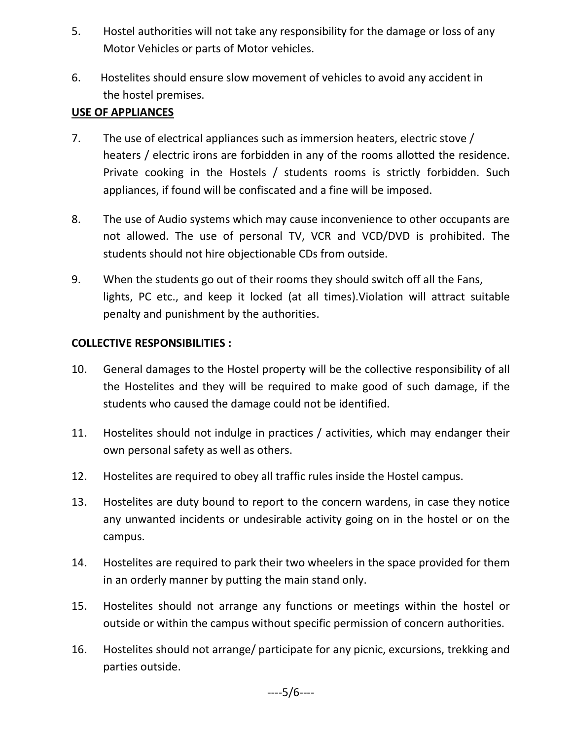5. Hostel authorities will not take any responsibility for the damage or loss of any Motor Vehicles or parts of Motor vehicles.

6. Hostelites should ensure slow movement of vehicles to avoid any accident in the hostel premises.

**USE OF APPLIANCES**

7. The use of electrical appliances such as immersion heaters, electric stove / heaters / electric irons are forbidden in any of the rooms allotted the residence. Private cooking in the Hostels / students rooms is strictly forbidden. Such appliances, if found will be confiscated and a fine will be imposed.

8. The use of Audio systems which may cause inconvenience to other occupants are not allowed. The use of personal TV, VCR and VCD/DVD is prohibited. The students should not hire objectionable CDs from outside.

9. When the students go out of their rooms they should switch off all the Fans, lights, PC etc., and keep it locked (at all times).Violation will attract suitable penalty and punishment by the authorities.

**COLLECTIVE RESPONSIBILITIES :**

10. General damages to the Hostel property will be the collective responsibility of all the Hostelites and they will be required to make good of such damage, if the students who caused the damage could not be identified.

11. Hostelites should not indulge in practices / activities, which may endanger their own personal safety as well as others.

12. Hostelites are required to obey all traffic rules inside the Hostel campus.

13. Hostelites are duty bound to report to the concern wardens, in case they notice any unwanted incidents or undesirable activity going on in the hostel or on the campus.

14. Hostelites are required to park their two wheelers in the space provided for them in an orderly manner by putting the main stand only.

15. Hostelites should not arrange any functions or meetings within the hostel or outside or within the campus without specific permission of concern authorities.

16. Hostelites should not arrange/ participate for any picnic, excursions, trekking and parties outside.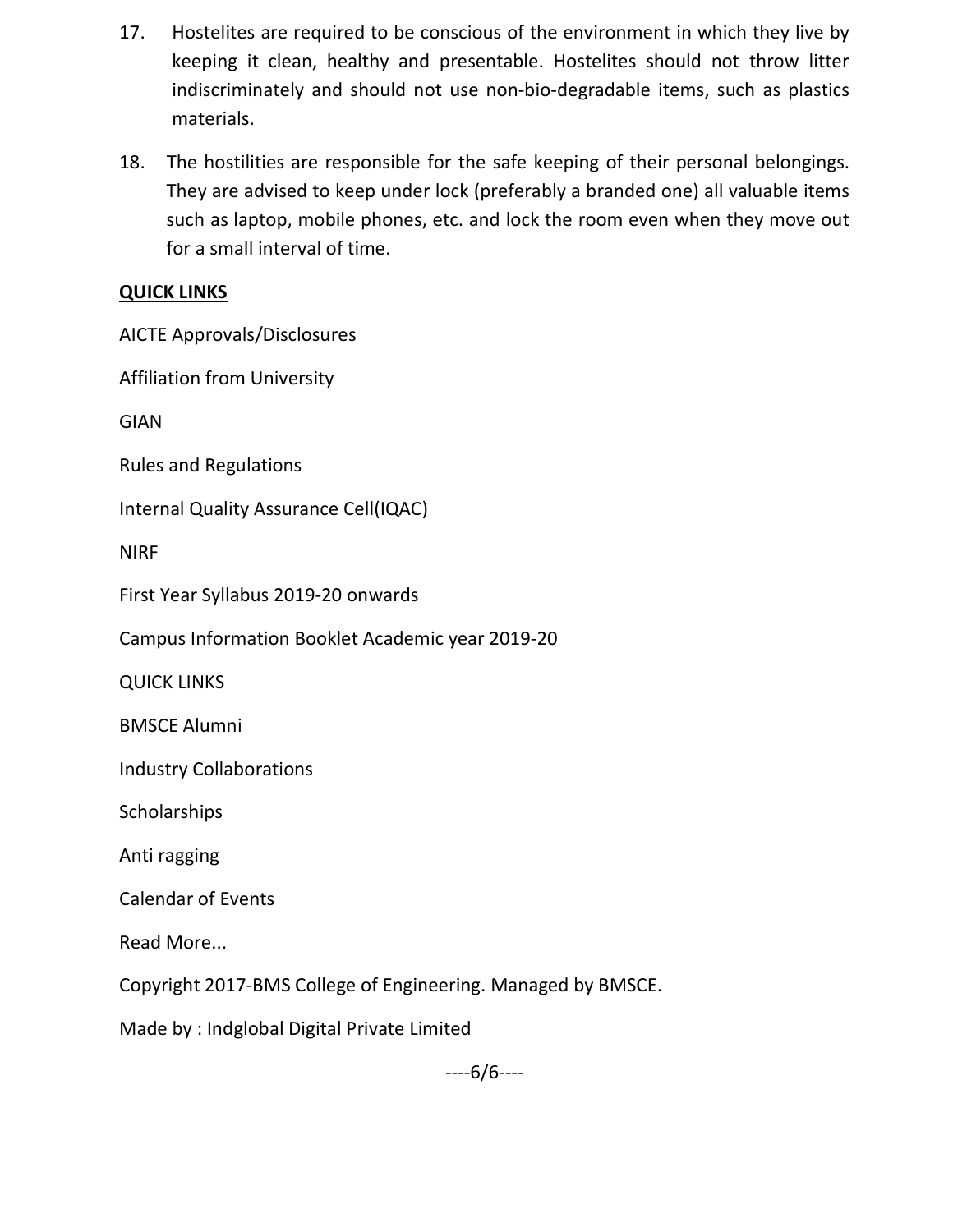17. Hostelites are required to be conscious of the environment in which they live by keeping it clean, healthy and presentable. Hostelites should not throw litter indiscriminately and should not use non-bio-degradable items, such as plastics materials.

18. The hostilities are responsible for the safe keeping of their personal belongings. They are advised to keep under lock (preferably a branded one) all valuable items such as laptop, mobile phones, etc. and lock the room even when they move out for a small interval of time.

**QUICK LINKS**

AICTE Approvals/Disclosures

Affiliation from University

GIAN

Rules and Regulations

Internal Quality Assurance Cell(IQAC)

NIRF

First Year Syllabus 2019-20 onwards

Campus Information Booklet Academic year 2019-20

QUICK LINKS

BMSCE Alumni

Industry Collaborations

Scholarships

Anti ragging

Calendar of Events

Read More...

Copyright 2017-BMS College of Engineering. Managed by BMSCE.

Made by : Indglobal Digital Private Limited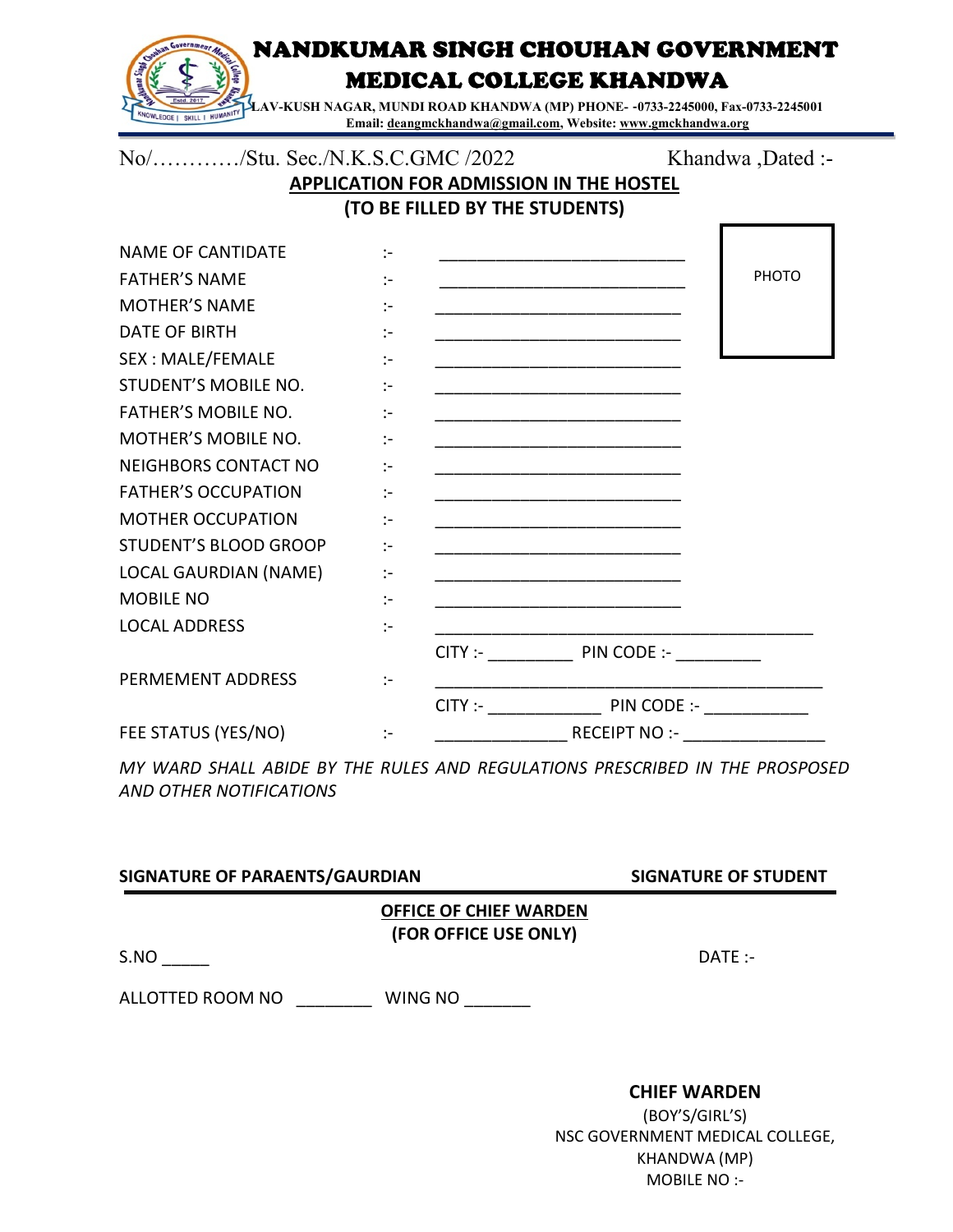# NANDKUMAR SINGH CHOUHAN GOVERNMENT MEDICAL COLLEGE KHANDWA

LAV-KUSH NAGAR, MUNDI ROAD KHANDWA (MP) PHONE- -0733-2245000, Fax-0733-2245001
Email: deangmckhandwa@gmail.com, Website: www.gmckhandwa.org

No/…………/Stu. Sec./N.K.S.C.GMC /2022 Khandwa ,Dated :-

## APPLICATION FOR ADMISSION IN THE HOSTEL
### (TO BE FILLED BY THE STUDENTS)

PHOTO

NAME OF CANTIDATE :- ____________________________

FATHER'S NAME :- ____________________________

MOTHER'S NAME :- ____________________________

DATE OF BIRTH :- ____________________________

SEX : MALE/FEMALE :- ____________________________

STUDENT'S MOBILE NO. :- ____________________________

FATHER'S MOBILE NO. :- ____________________________

MOTHER'S MOBILE NO. :- ____________________________

NEIGHBORS CONTACT NO :- ____________________________

FATHER'S OCCUPATION :- ____________________________

MOTHER OCCUPATION :- ____________________________

STUDENT'S BLOOD GROOP :- ____________________________

LOCAL GAURDIAN (NAME) :- ____________________________

MOBILE NO :- ____________________________

LOCAL ADDRESS :- ____________________________________________

CITY :- _________ PIN CODE :- _________

PERMEMENT ADDRESS :- ____________________________________________

CITY :- ____________ PIN CODE :- ___________

FEE STATUS (YES/NO) :- ______________ RECEIPT NO :- _______________

*MY WARD SHALL ABIDE BY THE RULES AND REGULATIONS PRESCRIBED IN THE PROSPOSED AND OTHER NOTIFICATIONS*

**SIGNATURE OF PARAENTS/GAURDIAN** **SIGNATURE OF STUDENT**

**OFFICE OF CHIEF WARDEN**
**(FOR OFFICE USE ONLY)**

S.NO _____ DATE :-

ALLOTTED ROOM NO ________ WING NO _______

**CHIEF WARDEN**
(BOY'S/GIRL'S)
NSC GOVERNMENT MEDICAL COLLEGE,
KHANDWA (MP)
MOBILE NO :-